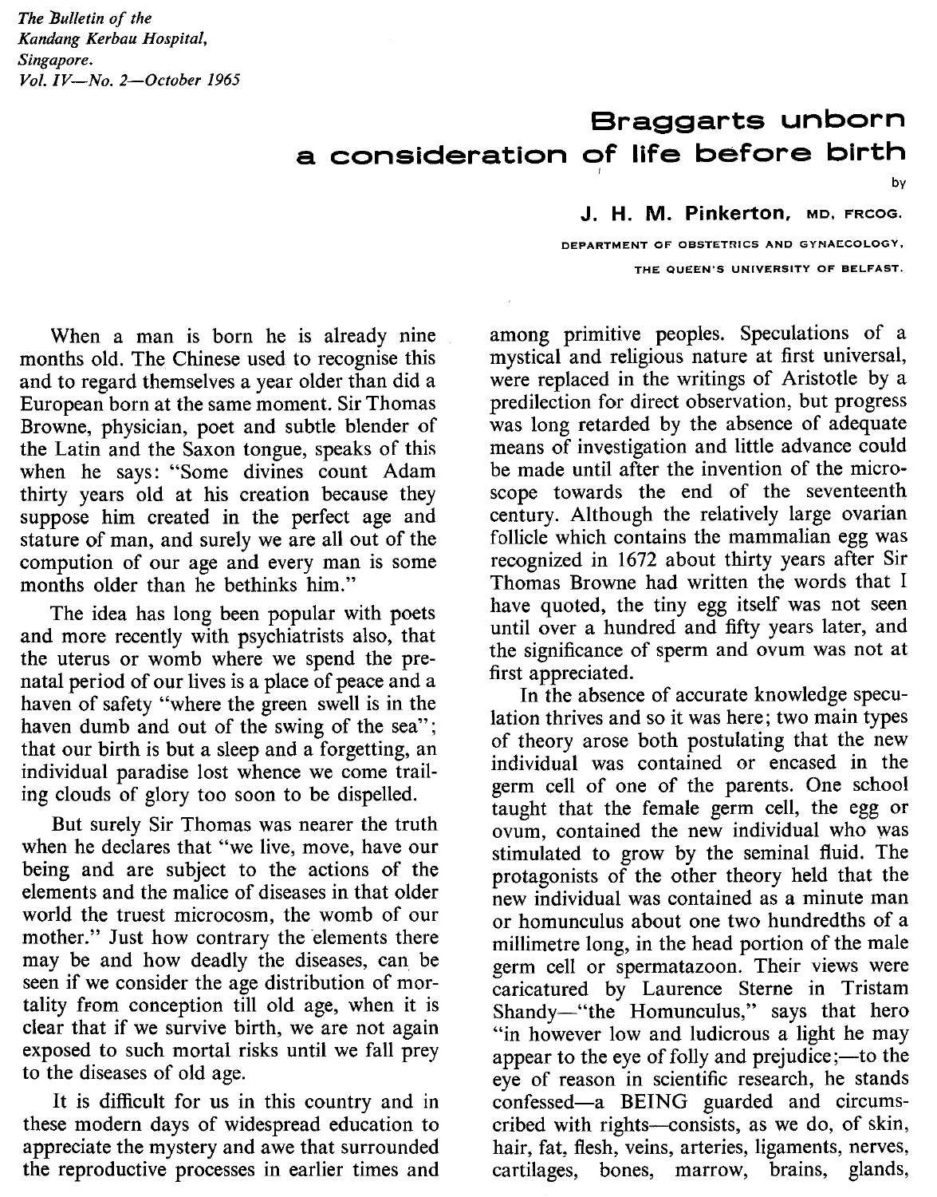*The Bulletin of the Kandang Kerbau Hospital, Singapore. Vol. IV—No. 2—October 1965*

# Braggarts unborn
## a consideration of life before birth

by

**J. H. M. Pinkerton,** MD, FRCOG.

DEPARTMENT OF OBSTETRICS AND GYNAECOLOGY, THE QUEEN'S UNIVERSITY OF BELFAST.

When a man is born he is already nine months old. The Chinese used to recognise this and to regard themselves a year older than did a European born at the same moment. Sir Thomas Browne, physician, poet and subtle blender of the Latin and the Saxon tongue, speaks of this when he says: "Some divines count Adam thirty years old at his creation because they suppose him created in the perfect age and stature of man, and surely we are all out of the compution of our age and every man is some months older than he bethinks him."

The idea has long been popular with poets and more recently with psychiatrists also, that the uterus or womb where we spend the pre-natal period of our lives is a place of peace and a haven of safety "where the green swell is in the haven dumb and out of the swing of the sea"; that our birth is but a sleep and a forgetting, an individual paradise lost whence we come trailing clouds of glory too soon to be dispelled.

But surely Sir Thomas was nearer the truth when he declares that "we live, move, have our being and are subject to the actions of the elements and the malice of diseases in that older world the truest microcosm, the womb of our mother." Just how contrary the elements there may be and how deadly the diseases, can be seen if we consider the age distribution of mortality from conception till old age, when it is clear that if we survive birth, we are not again exposed to such mortal risks until we fall prey to the diseases of old age.

It is difficult for us in this country and in these modern days of widespread education to appreciate the mystery and awe that surrounded the reproductive processes in earlier times and among primitive peoples. Speculations of a mystical and religious nature at first universal, were replaced in the writings of Aristotle by a predilection for direct observation, but progress was long retarded by the absence of adequate means of investigation and little advance could be made until after the invention of the microscope towards the end of the seventeenth century. Although the relatively large ovarian follicle which contains the mammalian egg was recognized in 1672 about thirty years after Sir Thomas Browne had written the words that I have quoted, the tiny egg itself was not seen until over a hundred and fifty years later, and the significance of sperm and ovum was not at first appreciated.

In the absence of accurate knowledge speculation thrives and so it was here; two main types of theory arose both postulating that the new individual was contained or encased in the germ cell of one of the parents. One school taught that the female germ cell, the egg or ovum, contained the new individual who was stimulated to grow by the seminal fluid. The protagonists of the other theory held that the new individual was contained as a minute man or homunculus about one two hundredths of a millimetre long, in the head portion of the male germ cell or spermatazoon. Their views were caricatured by Laurence Sterne in Tristam Shandy—"the Homunculus," says that hero "in however low and ludicrous a light he may appear to the eye of folly and prejudice;—to the eye of reason in scientific research, he stands confessed—a BEING guarded and circumscribed with rights—consists, as we do, of skin, hair, fat, flesh, veins, arteries, ligaments, nerves, cartilages, bones, marrow, brains, glands,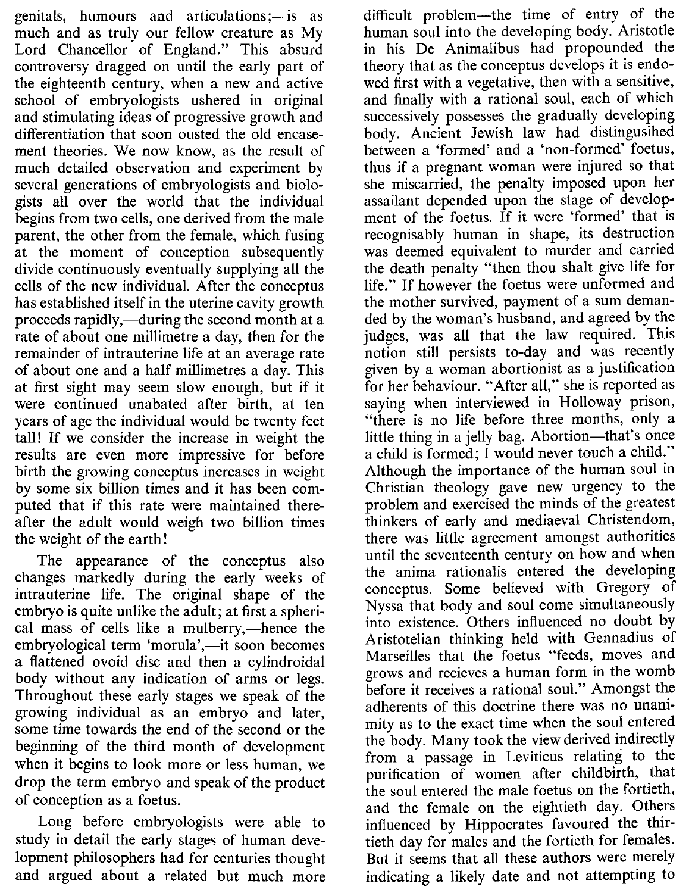genitals, humours and articulations;—is as much and as truly our fellow creature as My Lord Chancellor of England." This absurd controversy dragged on until the early part of the eighteenth century, when a new and active school of embryologists ushered in original and stimulating ideas of progressive growth and differentiation that soon ousted the old encasement theories. We now know, as the result of much detailed observation and experiment by several generations of embryologists and biologists all over the world that the individual begins from two cells, one derived from the male parent, the other from the female, which fusing at the moment of conception subsequently divide continuously eventually supplying all the cells of the new individual. After the conceptus has established itself in the uterine cavity growth proceeds rapidly,—during the second month at a rate of about one millimetre a day, then for the remainder of intrauterine life at an average rate of about one and a half millimetres a day. This at first sight may seem slow enough, but if it were continued unabated after birth, at ten years of age the individual would be twenty feet tall! If we consider the increase in weight the results are even more impressive for before birth the growing conceptus increases in weight by some six billion times and it has been computed that if this rate were maintained thereafter the adult would weigh two billion times the weight of the earth!

The appearance of the conceptus also changes markedly during the early weeks of intrauterine life. The original shape of the embryo is quite unlike the adult; at first a spherical mass of cells like a mulberry,—hence the embryological term 'morula',—it soon becomes a flattened ovoid disc and then a cylindroidal body without any indication of arms or legs. Throughout these early stages we speak of the growing individual as an embryo and later, some time towards the end of the second or the beginning of the third month of development when it begins to look more or less human, we drop the term embryo and speak of the product of conception as a foetus.

Long before embryologists were able to study in detail the early stages of human development philosophers had for centuries thought and argued about a related but much more difficult problem—the time of entry of the human soul into the developing body. Aristotle in his De Animalibus had propounded the theory that as the conceptus develops it is endowed first with a vegetative, then with a sensitive, and finally with a rational soul, each of which successively possesses the gradually developing body. Ancient Jewish law had distingusihed between a 'formed' and a 'non-formed' foetus, thus if a pregnant woman were injured so that she miscarried, the penalty imposed upon her assailant depended upon the stage of development of the foetus. If it were 'formed' that is recognisably human in shape, its destruction was deemed equivalent to murder and carried the death penalty "then thou shalt give life for life." If however the foetus were unformed and the mother survived, payment of a sum demanded by the woman's husband, and agreed by the judges, was all that the law required. This notion still persists to-day and was recently given by a woman abortionist as a justification for her behaviour. "After all," she is reported as saying when interviewed in Holloway prison, "there is no life before three months, only a little thing in a jelly bag. Abortion—that's once a child is formed; I would never touch a child." Although the importance of the human soul in Christian theology gave new urgency to the problem and exercised the minds of the greatest thinkers of early and mediaeval Christendom, there was little agreement amongst authorities until the seventeenth century on how and when the anima rationalis entered the developing conceptus. Some believed with Gregory of Nyssa that body and soul come simultaneously into existence. Others influenced no doubt by Aristotelian thinking held with Gennadius of Marseilles that the foetus "feeds, moves and grows and recieves a human form in the womb before it receives a rational soul." Amongst the adherents of this doctrine there was no unanimity as to the exact time when the soul entered the body. Many took the view derived indirectly from a passage in Leviticus relating to the purification of women after childbirth, that the soul entered the male foetus on the fortieth, and the female on the eightieth day. Others influenced by Hippocrates favoured the thirtieth day for males and the fortieth for females. But it seems that all these authors were merely indicating a likely date and not attempting to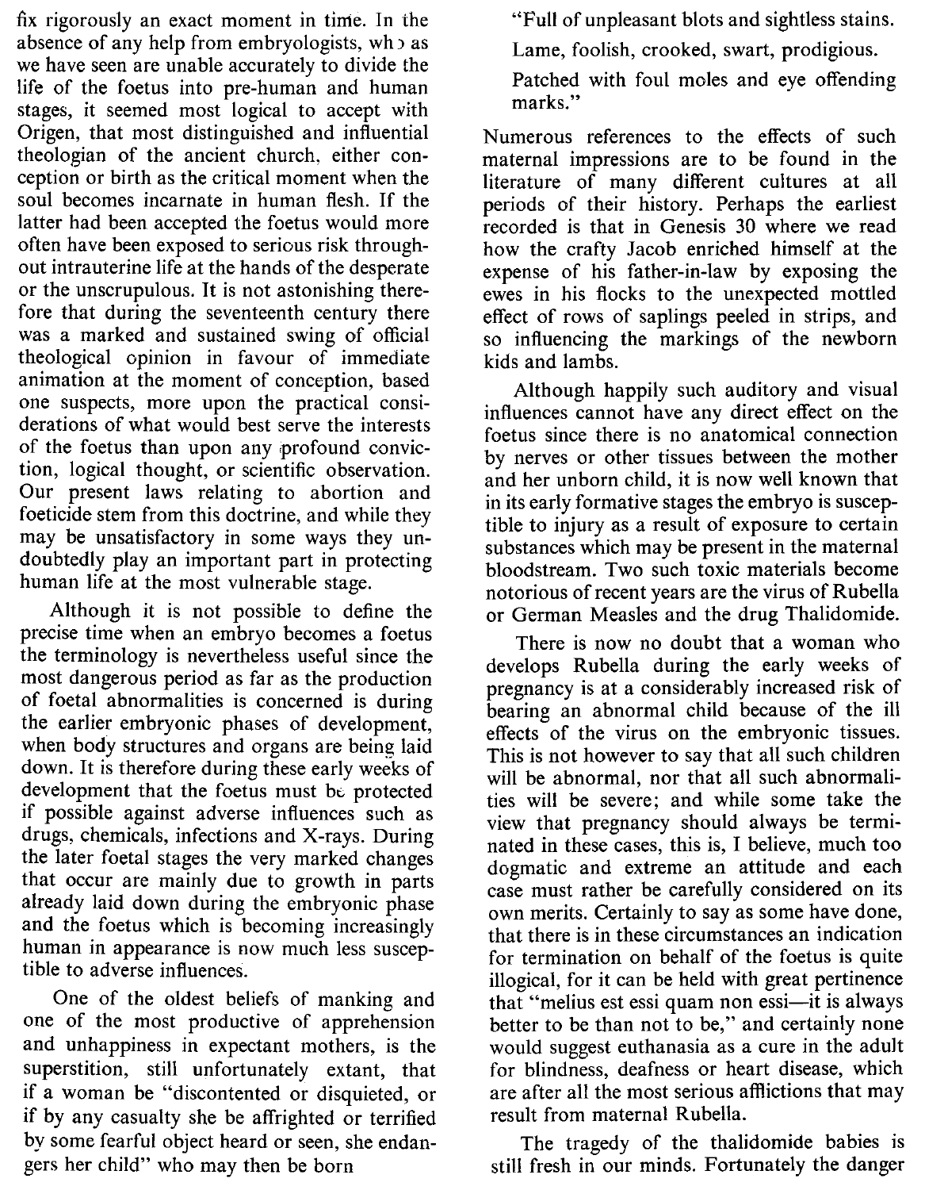fix rigorously an exact moment in time. In the absence of any help from embryologists, who as we have seen are unable accurately to divide the life of the foetus into pre-human and human stages, it seemed most logical to accept with Origen, that most distinguished and influential theologian of the ancient church, either conception or birth as the critical moment when the soul becomes incarnate in human flesh. If the latter had been accepted the foetus would more often have been exposed to serious risk throughout intrauterine life at the hands of the desperate or the unscrupulous. It is not astonishing therefore that during the seventeenth century there was a marked and sustained swing of official theological opinion in favour of immediate animation at the moment of conception, based one suspects, more upon the practical considerations of what would best serve the interests of the foetus than upon any profound conviction, logical thought, or scientific observation. Our present laws relating to abortion and foeticide stem from this doctrine, and while they may be unsatisfactory in some ways they undoubtedly play an important part in protecting human life at the most vulnerable stage.

Although it is not possible to define the precise time when an embryo becomes a foetus the terminology is nevertheless useful since the most dangerous period as far as the production of foetal abnormalities is concerned is during the earlier embryonic phases of development, when body structures and organs are being laid down. It is therefore during these early weeks of development that the foetus must be protected if possible against adverse influences such as drugs, chemicals, infections and X-rays. During the later foetal stages the very marked changes that occur are mainly due to growth in parts already laid down during the embryonic phase and the foetus which is becoming increasingly human in appearance is now much less susceptible to adverse influences.

One of the oldest beliefs of manking and one of the most productive of apprehension and unhappiness in expectant mothers, is the superstition, still unfortunately extant, that if a woman be "discontented or disquieted, or if by any casualty she be affrighted or terrified by some fearful object heard or seen, she endangers her child" who may then be born

> "Full of unpleasant blots and sightless stains.
>
> Lame, foolish, crooked, swart, prodigious.
>
> Patched with foul moles and eye offending marks."

Numerous references to the effects of such maternal impressions are to be found in the literature of many different cultures at all periods of their history. Perhaps the earliest recorded is that in Genesis 30 where we read how the crafty Jacob enriched himself at the expense of his father-in-law by exposing the ewes in his flocks to the unexpected mottled effect of rows of saplings peeled in strips, and so influencing the markings of the newborn kids and lambs.

Although happily such auditory and visual influences cannot have any direct effect on the foetus since there is no anatomical connection by nerves or other tissues between the mother and her unborn child, it is now well known that in its early formative stages the embryo is susceptible to injury as a result of exposure to certain substances which may be present in the maternal bloodstream. Two such toxic materials become notorious of recent years are the virus of Rubella or German Measles and the drug Thalidomide.

There is now no doubt that a woman who develops Rubella during the early weeks of pregnancy is at a considerably increased risk of bearing an abnormal child because of the ill effects of the virus on the embryonic tissues. This is not however to say that all such children will be abnormal, nor that all such abnormalities will be severe; and while some take the view that pregnancy should always be terminated in these cases, this is, I believe, much too dogmatic and extreme an attitude and each case must rather be carefully considered on its own merits. Certainly to say as some have done, that there is in these circumstances an indication for termination on behalf of the foetus is quite illogical, for it can be held with great pertinence that "melius est essi quam non essi—it is always better to be than not to be," and certainly none would suggest euthanasia as a cure in the adult for blindness, deafness or heart disease, which are after all the most serious afflictions that may result from maternal Rubella.

The tragedy of the thalidomide babies is still fresh in our minds. Fortunately the danger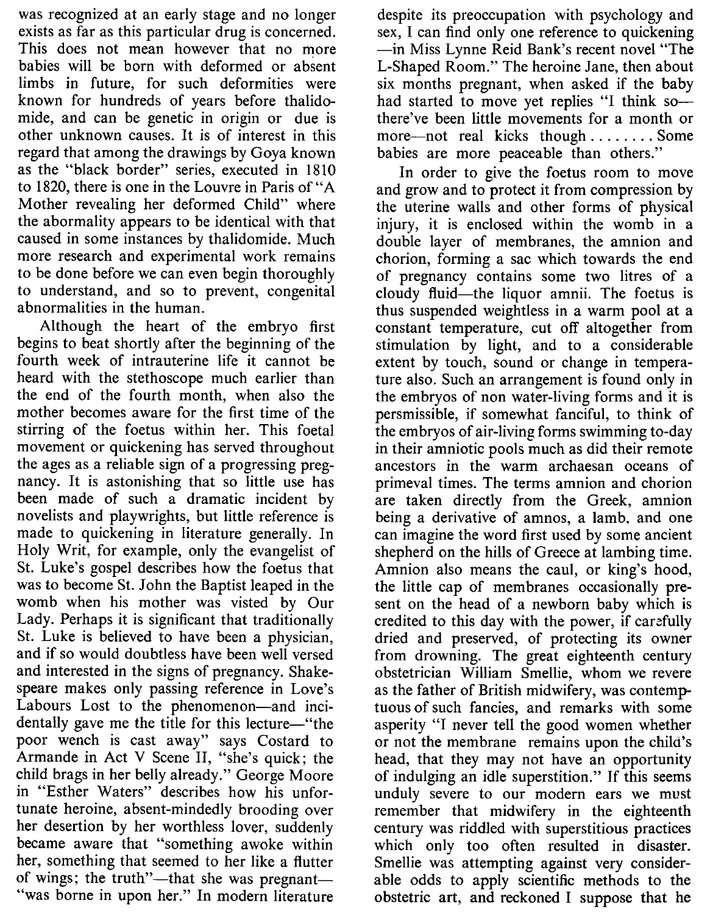was recognized at an early stage and no longer exists as far as this particular drug is concerned. This does not mean however that no more babies will be born with deformed or absent limbs in future, for such deformities were known for hundreds of years before thalidomide, and can be genetic in origin or due is other unknown causes. It is of interest in this regard that among the drawings by Goya known as the "black border" series, executed in 1810 to 1820, there is one in the Louvre in Paris of "A Mother revealing her deformed Child" where the abormality appears to be identical with that caused in some instances by thalidomide. Much more research and experimental work remains to be done before we can even begin thoroughly to understand, and so to prevent, congenital abnormalities in the human.

Although the heart of the embryo first begins to beat shortly after the beginning of the fourth week of intrauterine life it cannot be heard with the stethoscope much earlier than the end of the fourth month, when also the mother becomes aware for the first time of the stirring of the foetus within her. This foetal movement or quickening has served throughout the ages as a reliable sign of a progressing pregnancy. It is astonishing that so little use has been made of such a dramatic incident by novelists and playwrights, but little reference is made to quickening in literature generally. In Holy Writ, for example, only the evangelist of St. Luke's gospel describes how the foetus that was to become St. John the Baptist leaped in the womb when his mother was visted by Our Lady. Perhaps it is significant that traditionally St. Luke is believed to have been a physician, and if so would doubtless have been well versed and interested in the signs of pregnancy. Shakespeare makes only passing reference in Love's Labours Lost to the phenomenon—and incidentally gave me the title for this lecture—"the poor wench is cast away" says Costard to Armande in Act V Scene II, "she's quick; the child brags in her belly already." George Moore in "Esther Waters" describes how his unfortunate heroine, absent-mindedly brooding over her desertion by her worthless lover, suddenly became aware that "something awoke within her, something that seemed to her like a flutter of wings; the truth"—that she was pregnant—"was borne in upon her." In modern literature despite its preoccupation with psychology and sex, I can find only one reference to quickening—in Miss Lynne Reid Bank's recent novel "The L-Shaped Room." The heroine Jane, then about six months pregnant, when asked if the baby had started to move yet replies "I think so—there've been little movements for a month or more—not real kicks though . . . . . . . . Some babies are more peaceable than others."

In order to give the foetus room to move and grow and to protect it from compression by the uterine walls and other forms of physical injury, it is enclosed within the womb in a double layer of membranes, the amnion and chorion, forming a sac which towards the end of pregnancy contains some two litres of a cloudy fluid—the liquor amnii. The foetus is thus suspended weightless in a warm pool at a constant temperature, cut off altogether from stimulation by light, and to a considerable extent by touch, sound or change in temperature also. Such an arrangement is found only in the embryos of non water-living forms and it is persmissible, if somewhat fanciful, to think of the embryos of air-living forms swimming to-day in their amniotic pools much as did their remote ancestors in the warm archaesan oceans of primeval times. The terms amnion and chorion are taken directly from the Greek, amnion being a derivative of amnos, a lamb, and one can imagine the word first used by some ancient shepherd on the hills of Greece at lambing time. Amnion also means the caul, or king's hood, the little cap of membranes occasionally present on the head of a newborn baby which is credited to this day with the power, if carefully dried and preserved, of protecting its owner from drowning. The great eighteenth century obstetrician William Smellie, whom we revere as the father of British midwifery, was contemptuous of such fancies, and remarks with some asperity "I never tell the good women whether or not the membrane remains upon the child's head, that they may not have an opportunity of indulging an idle superstition." If this seems unduly severe to our modern ears we must remember that midwifery in the eighteenth century was riddled with superstitious practices which only too often resulted in disaster. Smellie was attempting against very considerable odds to apply scientific methods to the obstetric art, and reckoned I suppose that he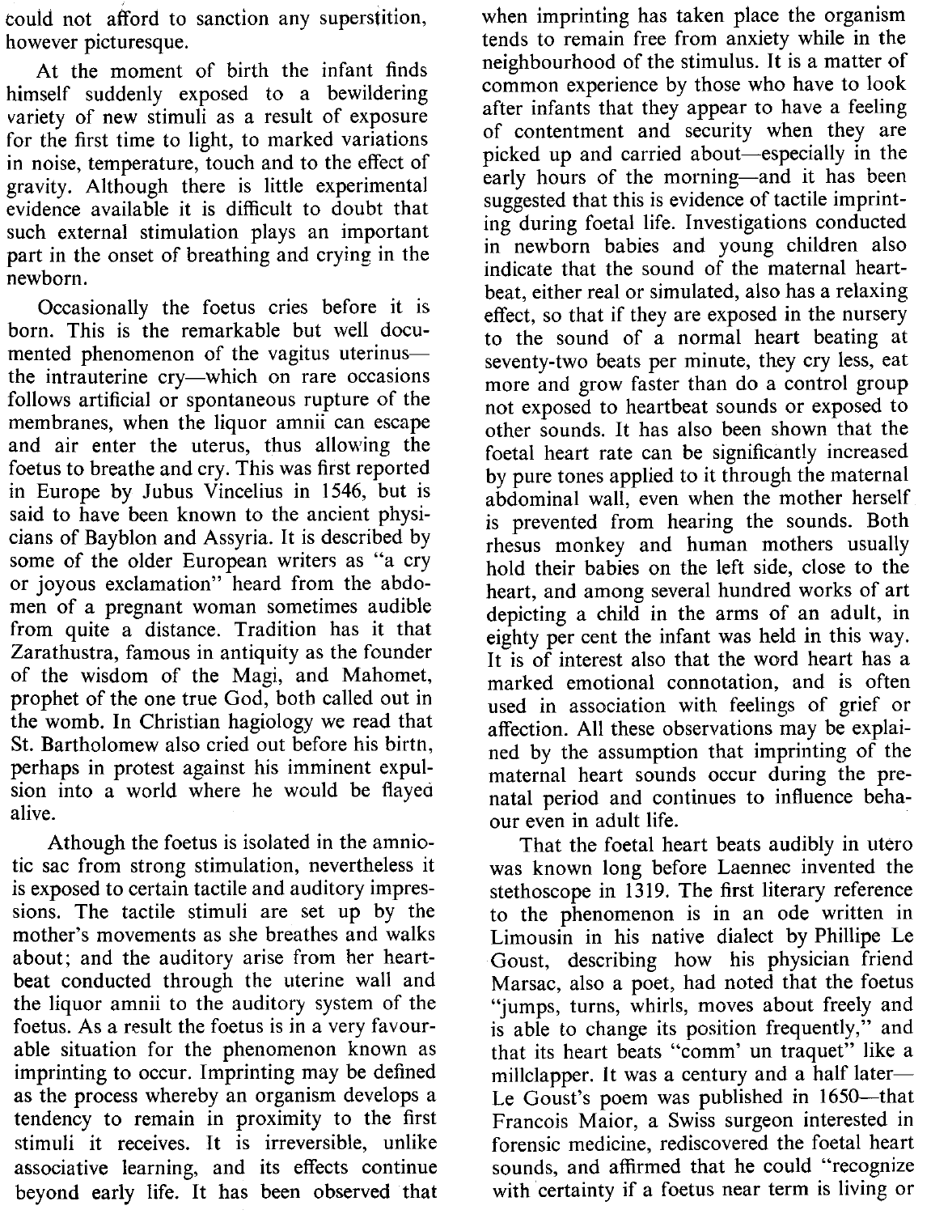could not afford to sanction any superstition, however picturesque.

At the moment of birth the infant finds himself suddenly exposed to a bewildering variety of new stimuli as a result of exposure for the first time to light, to marked variations in noise, temperature, touch and to the effect of gravity. Although there is little experimental evidence available it is difficult to doubt that such external stimulation plays an important part in the onset of breathing and crying in the newborn.

Occasionally the foetus cries before it is born. This is the remarkable but well documented phenomenon of the vagitus uterinus—the intrauterine cry—which on rare occasions follows artificial or spontaneous rupture of the membranes, when the liquor amnii can escape and air enter the uterus, thus allowing the foetus to breathe and cry. This was first reported in Europe by Jubus Vincelius in 1546, but is said to have been known to the ancient physicians of Bayblon and Assyria. It is described by some of the older European writers as "a cry or joyous exclamation" heard from the abdomen of a pregnant woman sometimes audible from quite a distance. Tradition has it that Zarathustra, famous in antiquity as the founder of the wisdom of the Magi, and Mahomet, prophet of the one true God, both called out in the womb. In Christian hagiology we read that St. Bartholomew also cried out before his birtn, perhaps in protest against his imminent expulsion into a world where he would be flayed alive.

Athough the foetus is isolated in the amniotic sac from strong stimulation, nevertheless it is exposed to certain tactile and auditory impressions. The tactile stimuli are set up by the mother's movements as she breathes and walks about; and the auditory arise from her heartbeat conducted through the uterine wall and the liquor amnii to the auditory system of the foetus. As a result the foetus is in a very favourable situation for the phenomenon known as imprinting to occur. Imprinting may be defined as the process whereby an organism develops a tendency to remain in proximity to the first stimuli it receives. It is irreversible, unlike associative learning, and its effects continue beyond early life. It has been observed that when imprinting has taken place the organism tends to remain free from anxiety while in the neighbourhood of the stimulus. It is a matter of common experience by those who have to look after infants that they appear to have a feeling of contentment and security when they are picked up and carried about—especially in the early hours of the morning—and it has been suggested that this is evidence of tactile imprinting during foetal life. Investigations conducted in newborn babies and young children also indicate that the sound of the maternal heartbeat, either real or simulated, also has a relaxing effect, so that if they are exposed in the nursery to the sound of a normal heart beating at seventy-two beats per minute, they cry less, eat more and grow faster than do a control group not exposed to heartbeat sounds or exposed to other sounds. It has also been shown that the foetal heart rate can be significantly increased by pure tones applied to it through the maternal abdominal wall, even when the mother herself is prevented from hearing the sounds. Both rhesus monkey and human mothers usually hold their babies on the left side, close to the heart, and among several hundred works of art depicting a child in the arms of an adult, in eighty per cent the infant was held in this way. It is of interest also that the word heart has a marked emotional connotation, and is often used in association with feelings of grief or affection. All these observations may be explained by the assumption that imprinting of the maternal heart sounds occur during the prenatal period and continues to influence behaour even in adult life.

That the foetal heart beats audibly in utero was known long before Laennec invented the stethoscope in 1319. The first literary reference to the phenomenon is in an ode written in Limousin in his native dialect by Phillipe Le Goust, describing how his physician friend Marsac, also a poet, had noted that the foetus "jumps, turns, whirls, moves about freely and is able to change its position frequently," and that its heart beats "comm' un traquet" like a millclapper. It was a century and a half later—Le Goust's poem was published in 1650—that Francois Maior, a Swiss surgeon interested in forensic medicine, rediscovered the foetal heart sounds, and affirmed that he could "recognize with certainty if a foetus near term is living or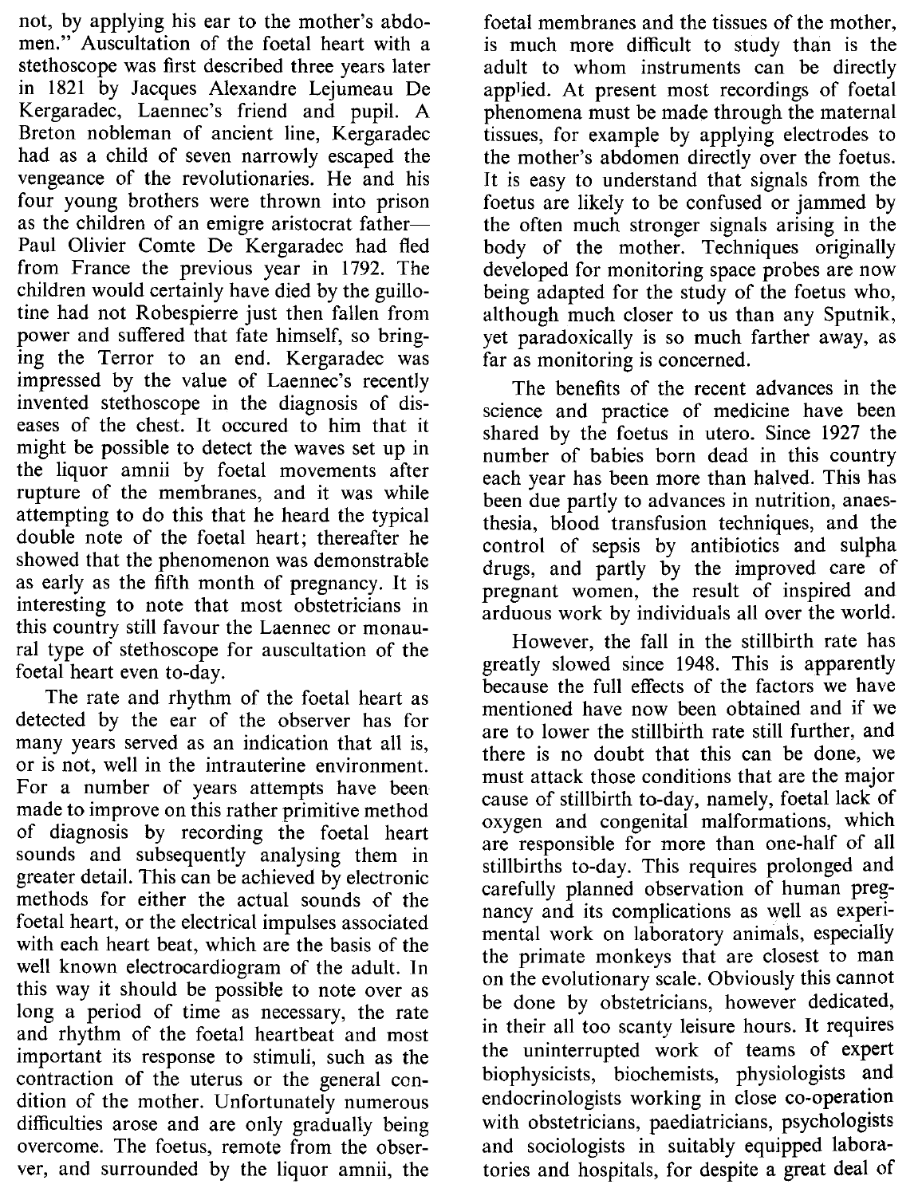not, by applying his ear to the mother's abdomen." Auscultation of the foetal heart with a stethoscope was first described three years later in 1821 by Jacques Alexandre Lejumeau De Kergaradec, Laennec's friend and pupil. A Breton nobleman of ancient line, Kergaradec had as a child of seven narrowly escaped the vengeance of the revolutionaries. He and his four young brothers were thrown into prison as the children of an emigre aristocrat father—Paul Olivier Comte De Kergaradec had fled from France the previous year in 1792. The children would certainly have died by the guillotine had not Robespierre just then fallen from power and suffered that fate himself, so bringing the Terror to an end. Kergaradec was impressed by the value of Laennec's recently invented stethoscope in the diagnosis of diseases of the chest. It occured to him that it might be possible to detect the waves set up in the liquor amnii by foetal movements after rupture of the membranes, and it was while attempting to do this that he heard the typical double note of the foetal heart; thereafter he showed that the phenomenon was demonstrable as early as the fifth month of pregnancy. It is interesting to note that most obstetricians in this country still favour the Laennec or monaural type of stethoscope for auscultation of the foetal heart even to-day.

The rate and rhythm of the foetal heart as detected by the ear of the observer has for many years served as an indication that all is, or is not, well in the intrauterine environment. For a number of years attempts have been made to improve on this rather primitive method of diagnosis by recording the foetal heart sounds and subsequently analysing them in greater detail. This can be achieved by electronic methods for either the actual sounds of the foetal heart, or the electrical impulses associated with each heart beat, which are the basis of the well known electrocardiogram of the adult. In this way it should be possible to note over as long a period of time as necessary, the rate and rhythm of the foetal heartbeat and most important its response to stimuli, such as the contraction of the uterus or the general condition of the mother. Unfortunately numerous difficulties arose and are only gradually being overcome. The foetus, remote from the observer, and surrounded by the liquor amnii, the foetal membranes and the tissues of the mother, is much more difficult to study than is the adult to whom instruments can be directly applied. At present most recordings of foetal phenomena must be made through the maternal tissues, for example by applying electrodes to the mother's abdomen directly over the foetus. It is easy to understand that signals from the foetus are likely to be confused or jammed by the often much stronger signals arising in the body of the mother. Techniques originally developed for monitoring space probes are now being adapted for the study of the foetus who, although much closer to us than any Sputnik, yet paradoxically is so much farther away, as far as monitoring is concerned.

The benefits of the recent advances in the science and practice of medicine have been shared by the foetus in utero. Since 1927 the number of babies born dead in this country each year has been more than halved. This has been due partly to advances in nutrition, anaesthesia, blood transfusion techniques, and the control of sepsis by antibiotics and sulpha drugs, and partly by the improved care of pregnant women, the result of inspired and arduous work by individuals all over the world.

However, the fall in the stillbirth rate has greatly slowed since 1948. This is apparently because the full effects of the factors we have mentioned have now been obtained and if we are to lower the stillbirth rate still further, and there is no doubt that this can be done, we must attack those conditions that are the major cause of stillbirth to-day, namely, foetal lack of oxygen and congenital malformations, which are responsible for more than one-half of all stillbirths to-day. This requires prolonged and carefully planned observation of human pregnancy and its complications as well as experimental work on laboratory animals, especially the primate monkeys that are closest to man on the evolutionary scale. Obviously this cannot be done by obstetricians, however dedicated, in their all too scanty leisure hours. It requires the uninterrupted work of teams of expert biophysicists, biochemists, physiologists and endocrinologists working in close co-operation with obstetricians, paediatricians, psychologists and sociologists in suitably equipped laboratories and hospitals, for despite a great deal of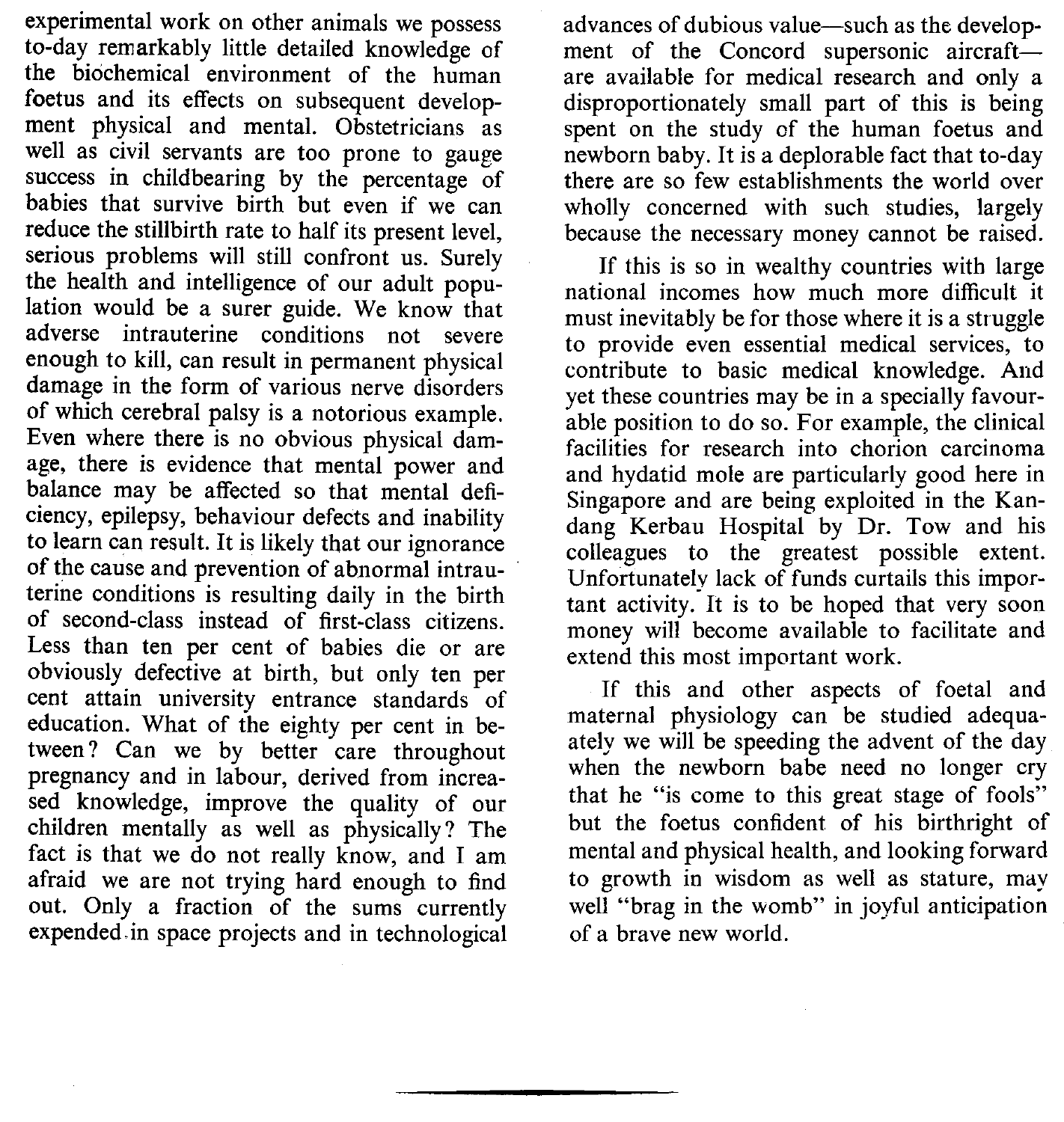experimental work on other animals we possess to-day remarkably little detailed knowledge of the biochemical environment of the human foetus and its effects on subsequent development physical and mental. Obstetricians as well as civil servants are too prone to gauge success in childbearing by the percentage of babies that survive birth but even if we can reduce the stillbirth rate to half its present level, serious problems will still confront us. Surely the health and intelligence of our adult population would be a surer guide. We know that adverse intrauterine conditions not severe enough to kill, can result in permanent physical damage in the form of various nerve disorders of which cerebral palsy is a notorious example. Even where there is no obvious physical damage, there is evidence that mental power and balance may be affected so that mental deficiency, epilepsy, behaviour defects and inability to learn can result. It is likely that our ignorance of the cause and prevention of abnormal intrauterine conditions is resulting daily in the birth of second-class instead of first-class citizens. Less than ten per cent of babies die or are obviously defective at birth, but only ten per cent attain university entrance standards of education. What of the eighty per cent in between? Can we by better care throughout pregnancy and in labour, derived from increased knowledge, improve the quality of our children mentally as well as physically? The fact is that we do not really know, and I am afraid we are not trying hard enough to find out. Only a fraction of the sums currently expended in space projects and in technological advances of dubious value—such as the development of the Concord supersonic aircraft—are available for medical research and only a disproportionately small part of this is being spent on the study of the human foetus and newborn baby. It is a deplorable fact that to-day there are so few establishments the world over wholly concerned with such studies, largely because the necessary money cannot be raised.

If this is so in wealthy countries with large national incomes how much more difficult it must inevitably be for those where it is a struggle to provide even essential medical services, to contribute to basic medical knowledge. And yet these countries may be in a specially favourable position to do so. For example, the clinical facilities for research into chorion carcinoma and hydatid mole are particularly good here in Singapore and are being exploited in the Kandang Kerbau Hospital by Dr. Tow and his colleagues to the greatest possible extent. Unfortunately lack of funds curtails this important activity. It is to be hoped that very soon money will become available to facilitate and extend this most important work.

If this and other aspects of foetal and maternal physiology can be studied adequately we will be speeding the advent of the day when the newborn babe need no longer cry that he "is come to this great stage of fools" but the foetus confident of his birthright of mental and physical health, and looking forward to growth in wisdom as well as stature, may well "brag in the womb" in joyful anticipation of a brave new world.